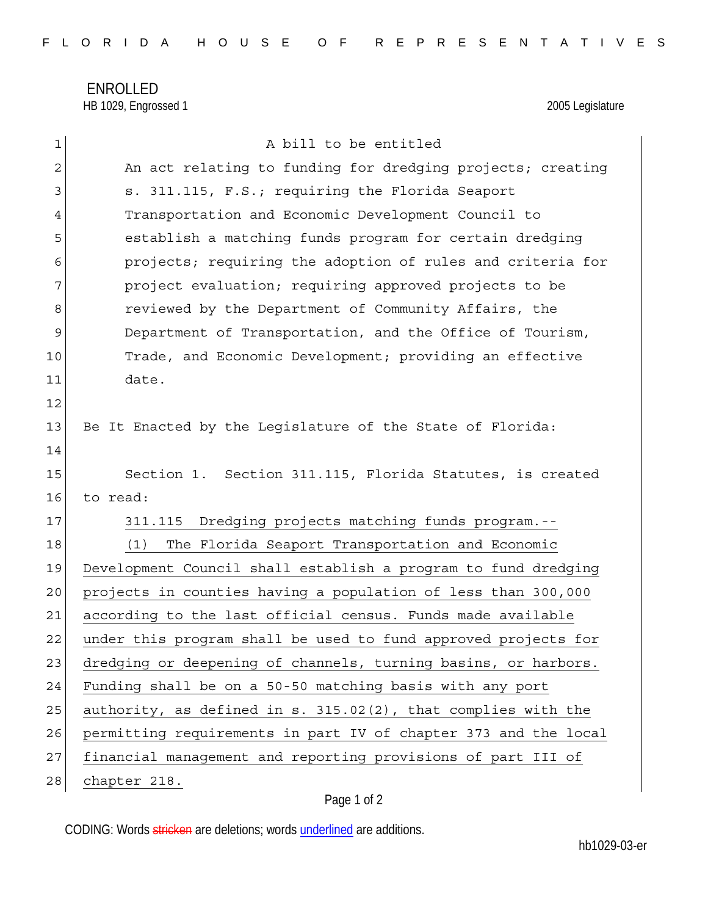ENROLLED

HB 1029, Engrossed 1 2005 Legislature

A bill to be entitled

An act relating to funding for dredging projects; creating s. 311.115, F.S.; requiring the Florida Seaport Transportation and Economic Development Council to establish a matching funds program for certain dredging projects; requiring the adoption of rules and criteria for project evaluation; requiring approved projects to be reviewed by the Department of Community Affairs, the Department of Transportation, and the Office of Tourism, Trade, and Economic Development; providing an effective date.

Be It Enacted by the Legislature of the State of Florida:

Section 1. Section 311.115, Florida Statutes, is created to read:

<u>311.115 Dredging projects matching funds program.--</u>

<u>(1) The Florida Seaport Transportation and Economic Development Council shall establish a program to fund dredging projects in counties having a population of less than 300,000 according to the last official census. Funds made available under this program shall be used to fund approved projects for dredging or deepening of channels, turning basins, or harbors. Funding shall be on a 50-50 matching basis with any port authority, as defined in s. 315.02(2), that complies with the permitting requirements in part IV of chapter 373 and the local financial management and reporting provisions of part III of chapter 218.</u>

CODING: Words ~~stricken~~ are deletions; words <u>underlined</u> are additions.

hb1029-03-er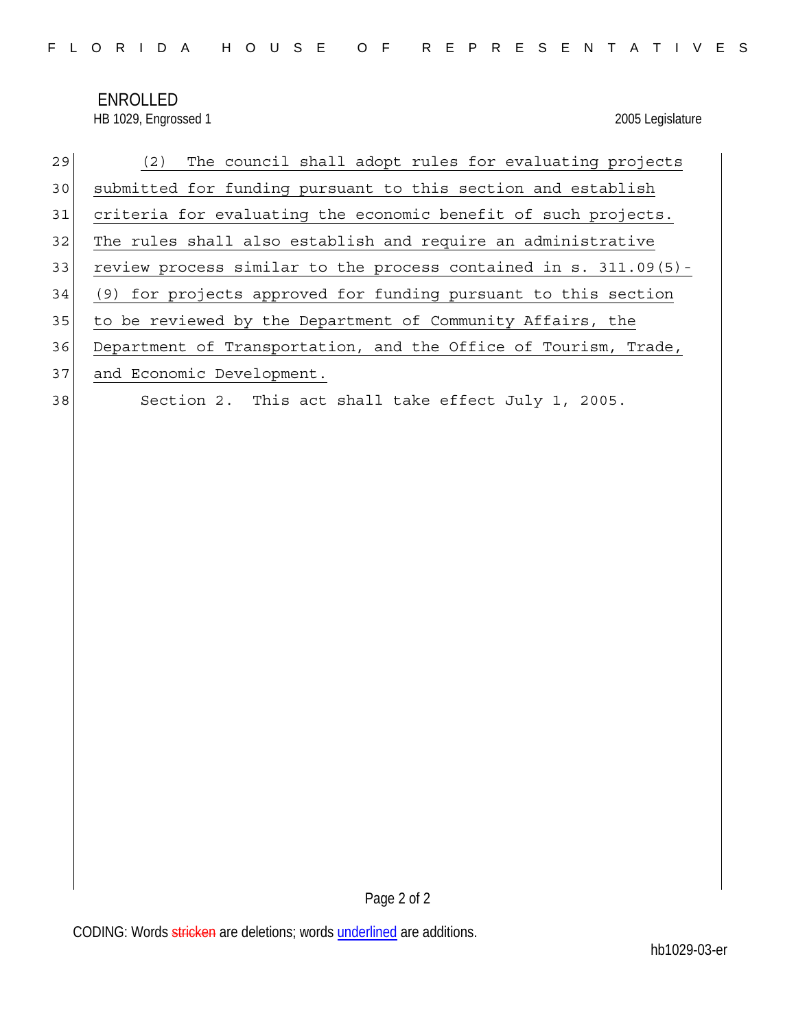(2) The council shall adopt rules for evaluating projects submitted for funding pursuant to this section and establish criteria for evaluating the economic benefit of such projects. The rules shall also establish and require an administrative review process similar to the process contained in s. 311.09(5)-(9) for projects approved for funding pursuant to this section to be reviewed by the Department of Community Affairs, the Department of Transportation, and the Office of Tourism, Trade, and Economic Development.

Section 2. This act shall take effect July 1, 2005.